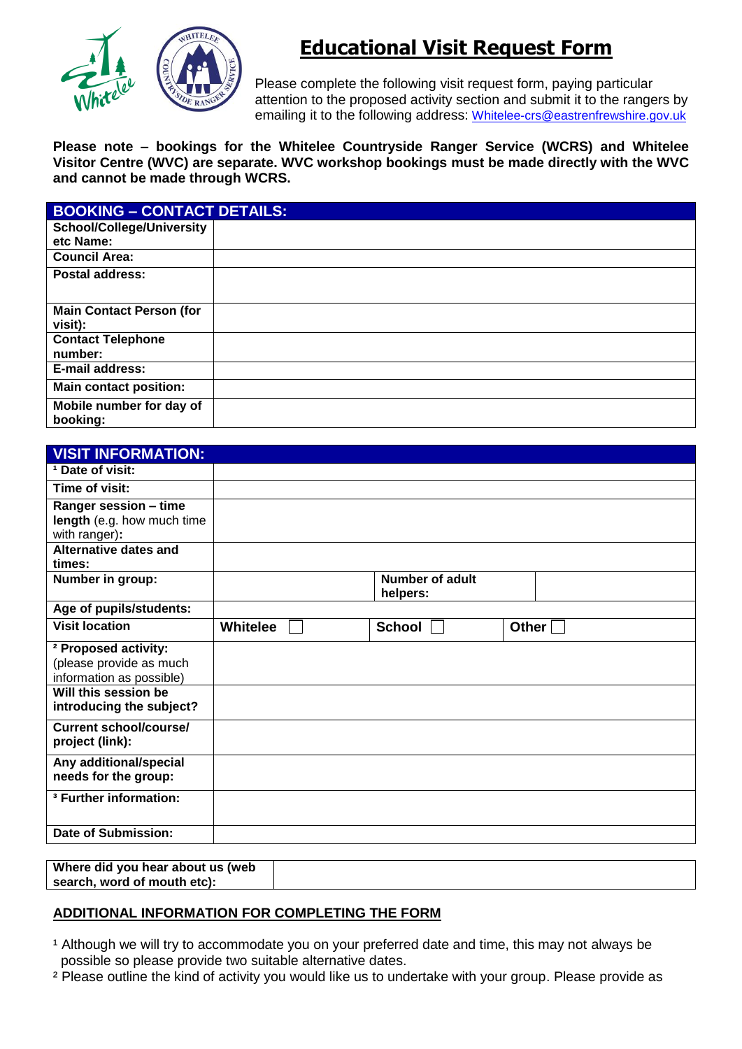# Educational Visit Request Form

Please complete the following visit request form, paying particular attention to the proposed activity section and submit it to the rangers by emailing it to the following address: Whitelee-crs@eastrenfrewshire.gov.uk

**Please note – bookings for the Whitelee Countryside Ranger Service (WCRS) and Whitelee Visitor Centre (WVC) are separate. WVC workshop bookings must be made directly with the WVC and cannot be made through WCRS.**

| **BOOKING – CONTACT DETAILS:** | |
|---|---|
| **School/College/University etc Name:** | |
| **Council Area:** | |
| **Postal address:** | |
| **Main Contact Person (for visit):** | |
| **Contact Telephone number:** | |
| **E-mail address:** | |
| **Main contact position:** | |
| **Mobile number for day of booking:** | |

| **VISIT INFORMATION:** | | | |
|---|---|---|---|
| **[1] Date of visit:** | | | |
| **Time of visit:** | | | |
| **Ranger session – time length** (e.g. how much time with ranger)**:** | | | |
| **Alternative dates and times:** | | | |
| **Number in group:** | | **Number of adult helpers:** | |
| **Age of pupils/students:** | | | |
| **Visit location** | **Whitelee** ☐ | **School** ☐ | **Other** ☐ |
| **[2] Proposed activity:** (please provide as much information as possible) | | | |
| **Will this session be introducing the subject?** | | | |
| **Current school/course/ project (link):** | | | |
| **Any additional/special needs for the group:** | | | |
| **[3] Further information:** | | | |
| **Date of Submission:** | | | |

| **Where did you hear about us (web search, word of mouth etc):** | |
|---|---|

## ADDITIONAL INFORMATION FOR COMPLETING THE FORM

[1] Although we will try to accommodate you on your preferred date and time, this may not always be possible so please provide two suitable alternative dates.

[2] Please outline the kind of activity you would like us to undertake with your group. Please provide as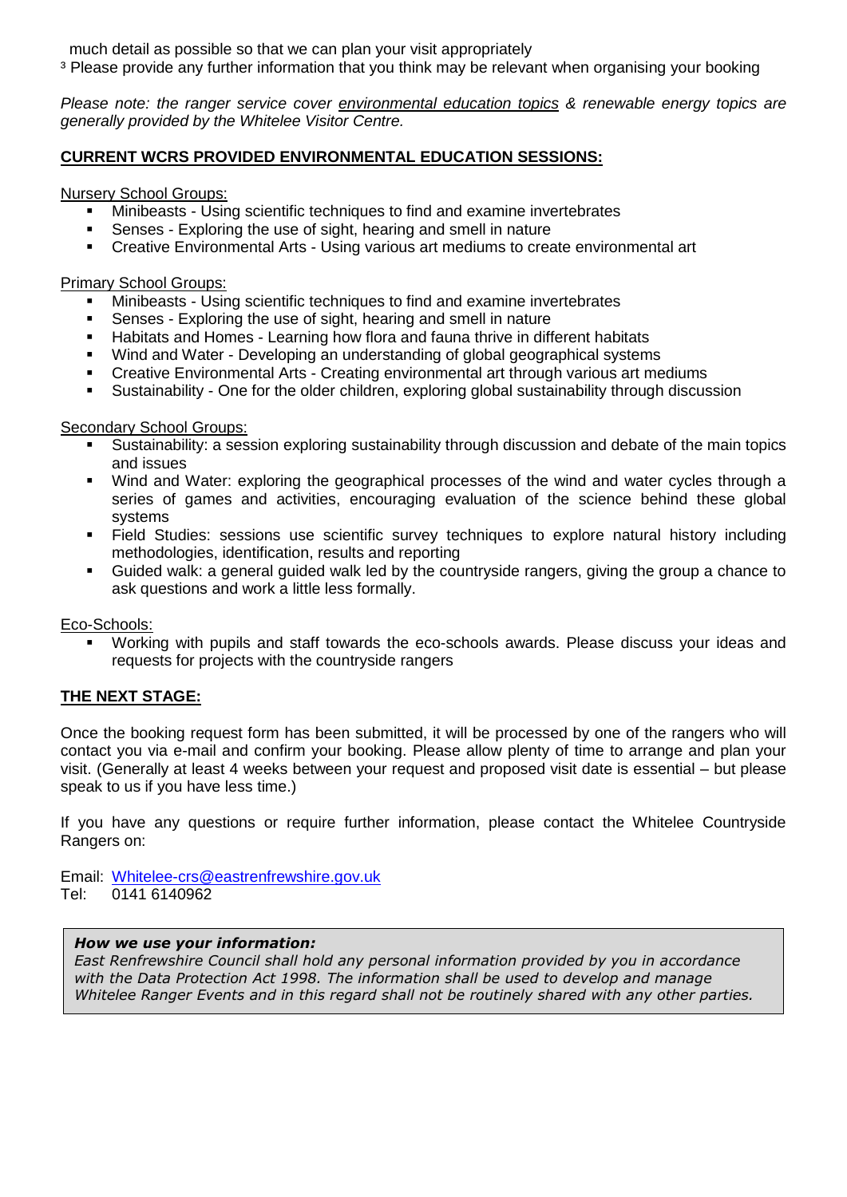much detail as possible so that we can plan your visit appropriately

[3] Please provide any further information that you think may be relevant when organising your booking

*Please note: the ranger service cover environmental education topics & renewable energy topics are generally provided by the Whitelee Visitor Centre.*

## CURRENT WCRS PROVIDED ENVIRONMENTAL EDUCATION SESSIONS:

Nursery School Groups:

- Minibeasts - Using scientific techniques to find and examine invertebrates
- Senses - Exploring the use of sight, hearing and smell in nature
- Creative Environmental Arts - Using various art mediums to create environmental art

Primary School Groups:

- Minibeasts - Using scientific techniques to find and examine invertebrates
- Senses - Exploring the use of sight, hearing and smell in nature
- Habitats and Homes - Learning how flora and fauna thrive in different habitats
- Wind and Water - Developing an understanding of global geographical systems
- Creative Environmental Arts - Creating environmental art through various art mediums
- Sustainability - One for the older children, exploring global sustainability through discussion

Secondary School Groups:

- Sustainability: a session exploring sustainability through discussion and debate of the main topics and issues
- Wind and Water: exploring the geographical processes of the wind and water cycles through a series of games and activities, encouraging evaluation of the science behind these global systems
- Field Studies: sessions use scientific survey techniques to explore natural history including methodologies, identification, results and reporting
- Guided walk: a general guided walk led by the countryside rangers, giving the group a chance to ask questions and work a little less formally.

Eco-Schools:

- Working with pupils and staff towards the eco-schools awards. Please discuss your ideas and requests for projects with the countryside rangers

## THE NEXT STAGE:

Once the booking request form has been submitted, it will be processed by one of the rangers who will contact you via e-mail and confirm your booking. Please allow plenty of time to arrange and plan your visit. (Generally at least 4 weeks between your request and proposed visit date is essential – but please speak to us if you have less time.)

If you have any questions or require further information, please contact the Whitelee Countryside Rangers on:

Email: Whitelee-crs@eastrenfrewshire.gov.uk
Tel: 0141 6140962

***How we use your information:***
*East Renfrewshire Council shall hold any personal information provided by you in accordance with the Data Protection Act 1998. The information shall be used to develop and manage Whitelee Ranger Events and in this regard shall not be routinely shared with any other parties.*